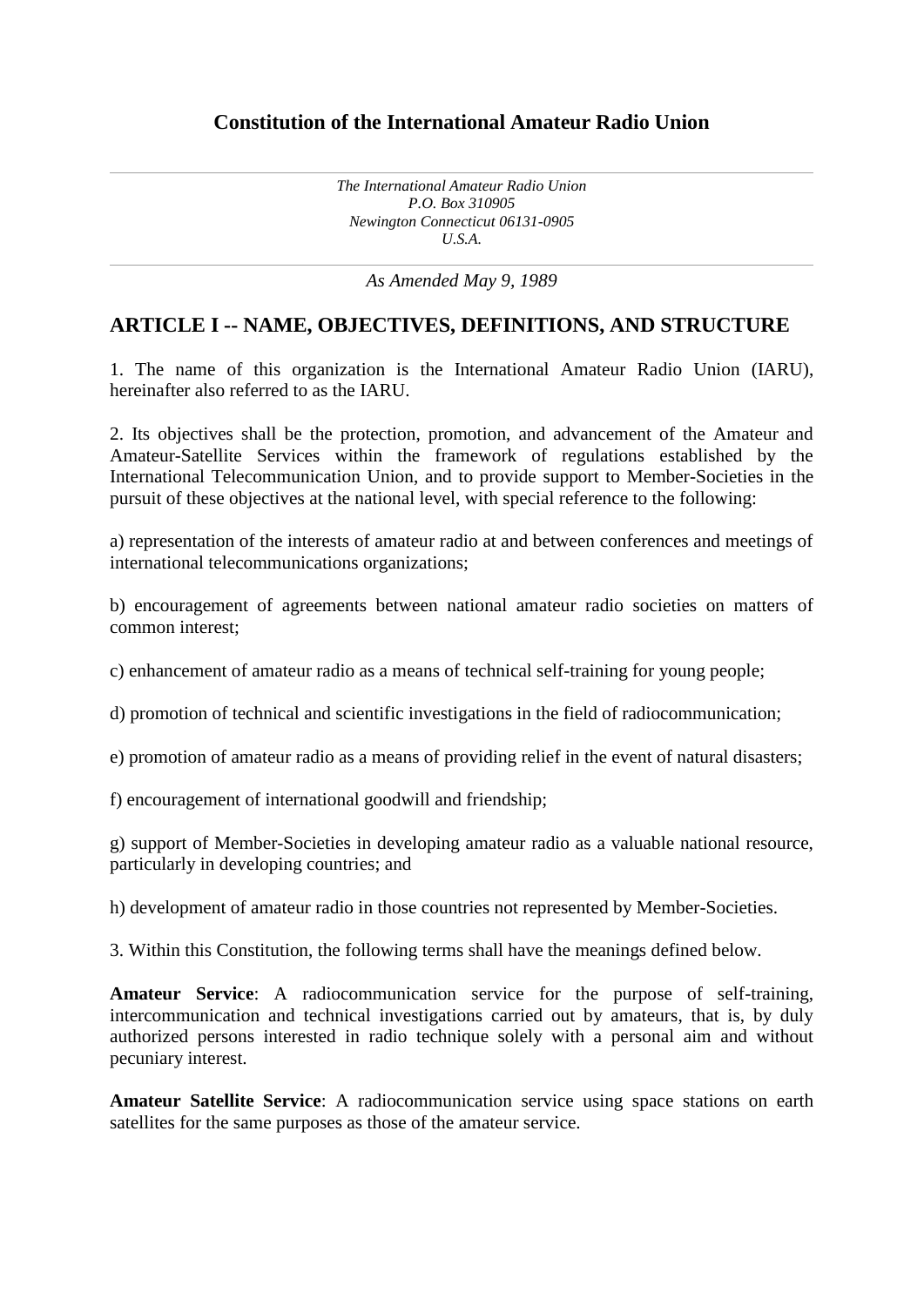# Constitution of the International Amateur Radio Union

---

*The International Amateur Radio Union*
*P.O. Box 310905*
*Newington Connecticut 06131-0905*
*U.S.A.*

---

*As Amended May 9, 1989*

## ARTICLE I -- NAME, OBJECTIVES, DEFINITIONS, AND STRUCTURE

1. The name of this organization is the International Amateur Radio Union (IARU), hereinafter also referred to as the IARU.

2. Its objectives shall be the protection, promotion, and advancement of the Amateur and Amateur-Satellite Services within the framework of regulations established by the International Telecommunication Union, and to provide support to Member-Societies in the pursuit of these objectives at the national level, with special reference to the following:

a) representation of the interests of amateur radio at and between conferences and meetings of international telecommunications organizations;

b) encouragement of agreements between national amateur radio societies on matters of common interest;

c) enhancement of amateur radio as a means of technical self-training for young people;

d) promotion of technical and scientific investigations in the field of radiocommunication;

e) promotion of amateur radio as a means of providing relief in the event of natural disasters;

f) encouragement of international goodwill and friendship;

g) support of Member-Societies in developing amateur radio as a valuable national resource, particularly in developing countries; and

h) development of amateur radio in those countries not represented by Member-Societies.

3. Within this Constitution, the following terms shall have the meanings defined below.

**Amateur Service**: A radiocommunication service for the purpose of self-training, intercommunication and technical investigations carried out by amateurs, that is, by duly authorized persons interested in radio technique solely with a personal aim and without pecuniary interest.

**Amateur Satellite Service**: A radiocommunication service using space stations on earth satellites for the same purposes as those of the amateur service.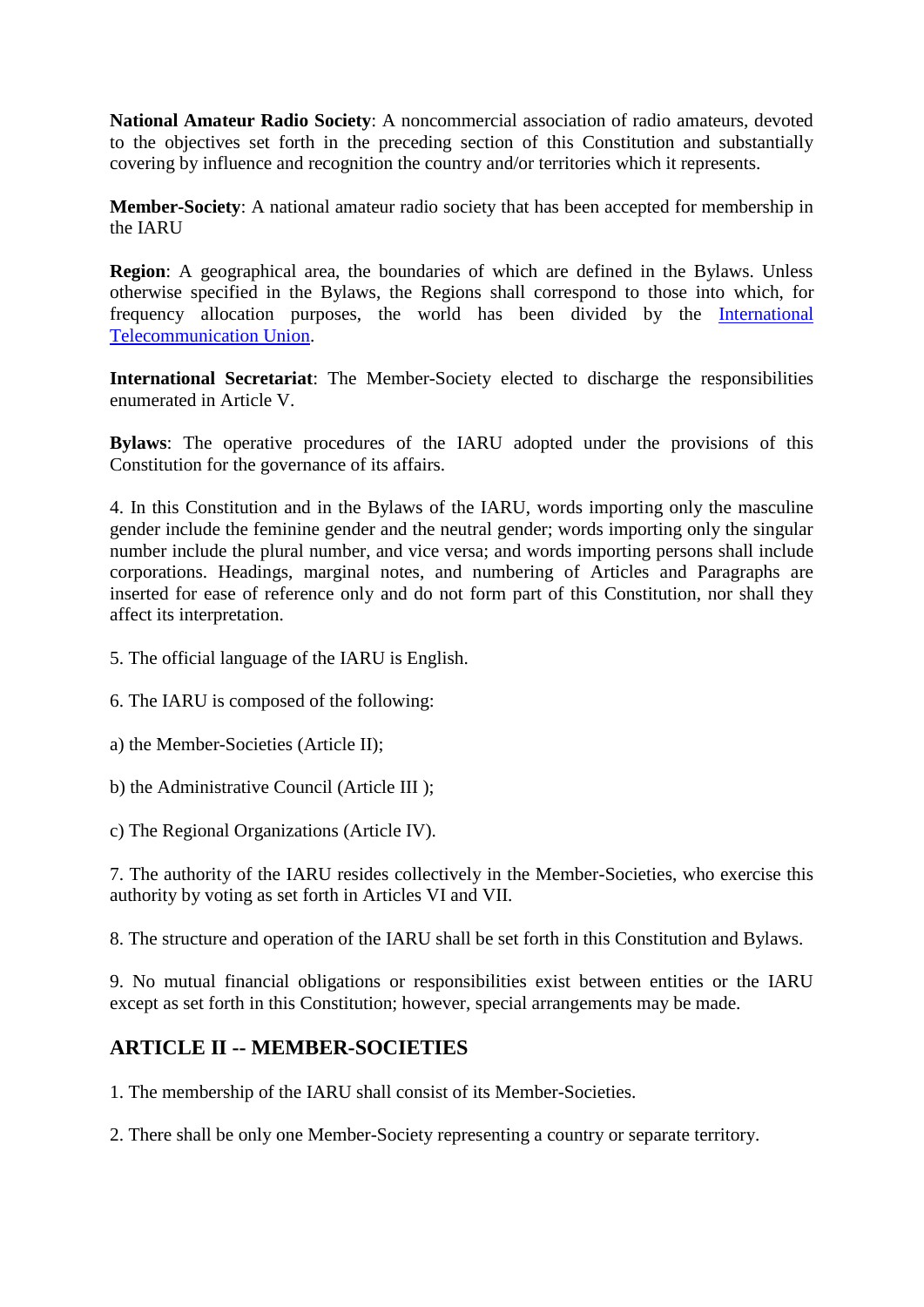**National Amateur Radio Society**: A noncommercial association of radio amateurs, devoted to the objectives set forth in the preceding section of this Constitution and substantially covering by influence and recognition the country and/or territories which it represents.

**Member-Society**: A national amateur radio society that has been accepted for membership in the IARU

**Region**: A geographical area, the boundaries of which are defined in the Bylaws. Unless otherwise specified in the Bylaws, the Regions shall correspond to those into which, for frequency allocation purposes, the world has been divided by the International Telecommunication Union.

**International Secretariat**: The Member-Society elected to discharge the responsibilities enumerated in Article V.

**Bylaws**: The operative procedures of the IARU adopted under the provisions of this Constitution for the governance of its affairs.

4. In this Constitution and in the Bylaws of the IARU, words importing only the masculine gender include the feminine gender and the neutral gender; words importing only the singular number include the plural number, and vice versa; and words importing persons shall include corporations. Headings, marginal notes, and numbering of Articles and Paragraphs are inserted for ease of reference only and do not form part of this Constitution, nor shall they affect its interpretation.

5. The official language of the IARU is English.

6. The IARU is composed of the following:

a) the Member-Societies (Article II);

b) the Administrative Council (Article III );

c) The Regional Organizations (Article IV).

7. The authority of the IARU resides collectively in the Member-Societies, who exercise this authority by voting as set forth in Articles VI and VII.

8. The structure and operation of the IARU shall be set forth in this Constitution and Bylaws.

9. No mutual financial obligations or responsibilities exist between entities or the IARU except as set forth in this Constitution; however, special arrangements may be made.

## ARTICLE II -- MEMBER-SOCIETIES

1. The membership of the IARU shall consist of its Member-Societies.

2. There shall be only one Member-Society representing a country or separate territory.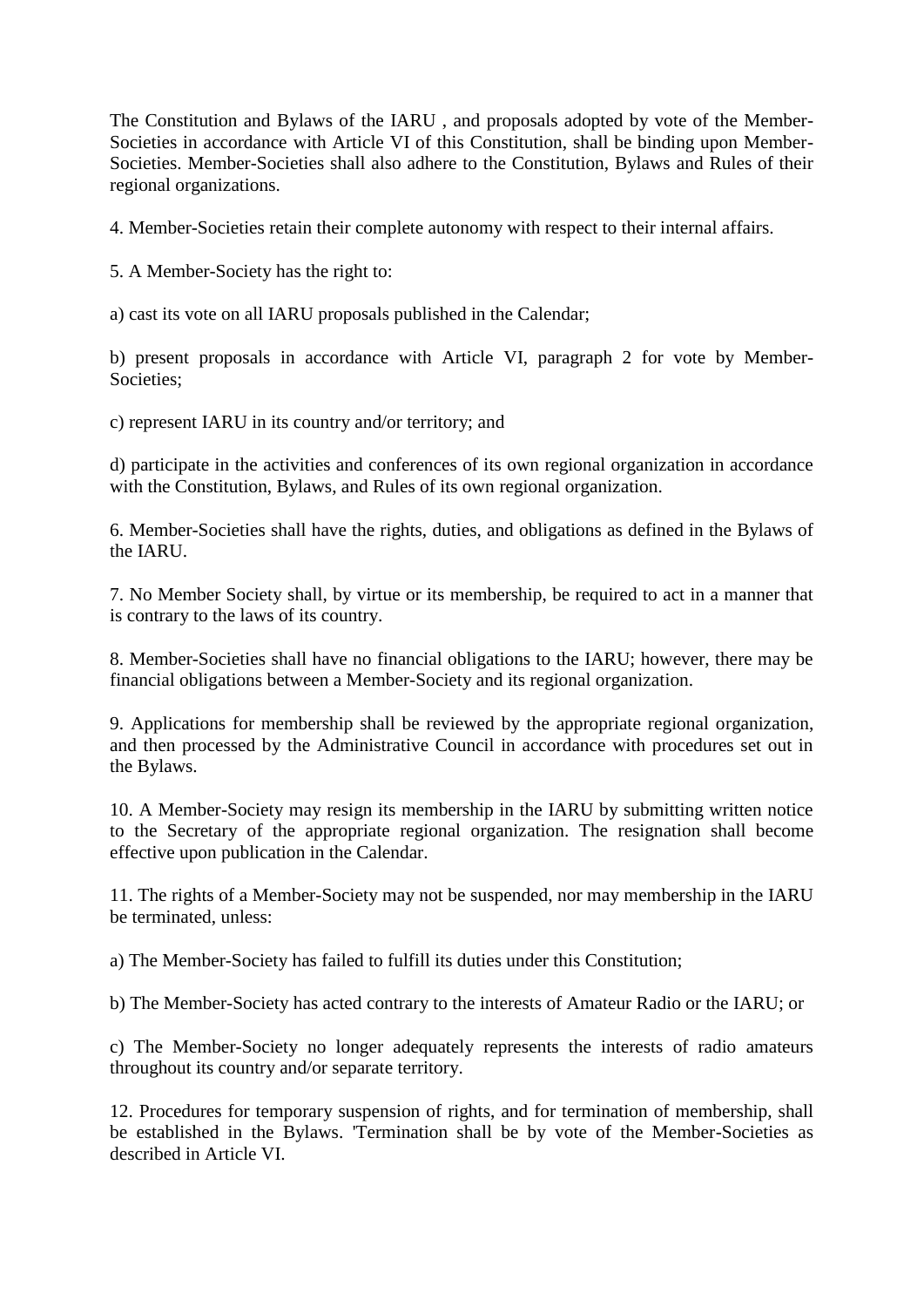The Constitution and Bylaws of the IARU , and proposals adopted by vote of the Member-Societies in accordance with Article VI of this Constitution, shall be binding upon Member-Societies. Member-Societies shall also adhere to the Constitution, Bylaws and Rules of their regional organizations.

4. Member-Societies retain their complete autonomy with respect to their internal affairs.

5. A Member-Society has the right to:

a) cast its vote on all IARU proposals published in the Calendar;

b) present proposals in accordance with Article VI, paragraph 2 for vote by Member-Societies;

c) represent IARU in its country and/or territory; and

d) participate in the activities and conferences of its own regional organization in accordance with the Constitution, Bylaws, and Rules of its own regional organization.

6. Member-Societies shall have the rights, duties, and obligations as defined in the Bylaws of the IARU.

7. No Member Society shall, by virtue or its membership, be required to act in a manner that is contrary to the laws of its country.

8. Member-Societies shall have no financial obligations to the IARU; however, there may be financial obligations between a Member-Society and its regional organization.

9. Applications for membership shall be reviewed by the appropriate regional organization, and then processed by the Administrative Council in accordance with procedures set out in the Bylaws.

10. A Member-Society may resign its membership in the IARU by submitting written notice to the Secretary of the appropriate regional organization. The resignation shall become effective upon publication in the Calendar.

11. The rights of a Member-Society may not be suspended, nor may membership in the IARU be terminated, unless:

a) The Member-Society has failed to fulfill its duties under this Constitution;

b) The Member-Society has acted contrary to the interests of Amateur Radio or the IARU; or

c) The Member-Society no longer adequately represents the interests of radio amateurs throughout its country and/or separate territory.

12. Procedures for temporary suspension of rights, and for termination of membership, shall be established in the Bylaws. 'Termination shall be by vote of the Member-Societies as described in Article VI.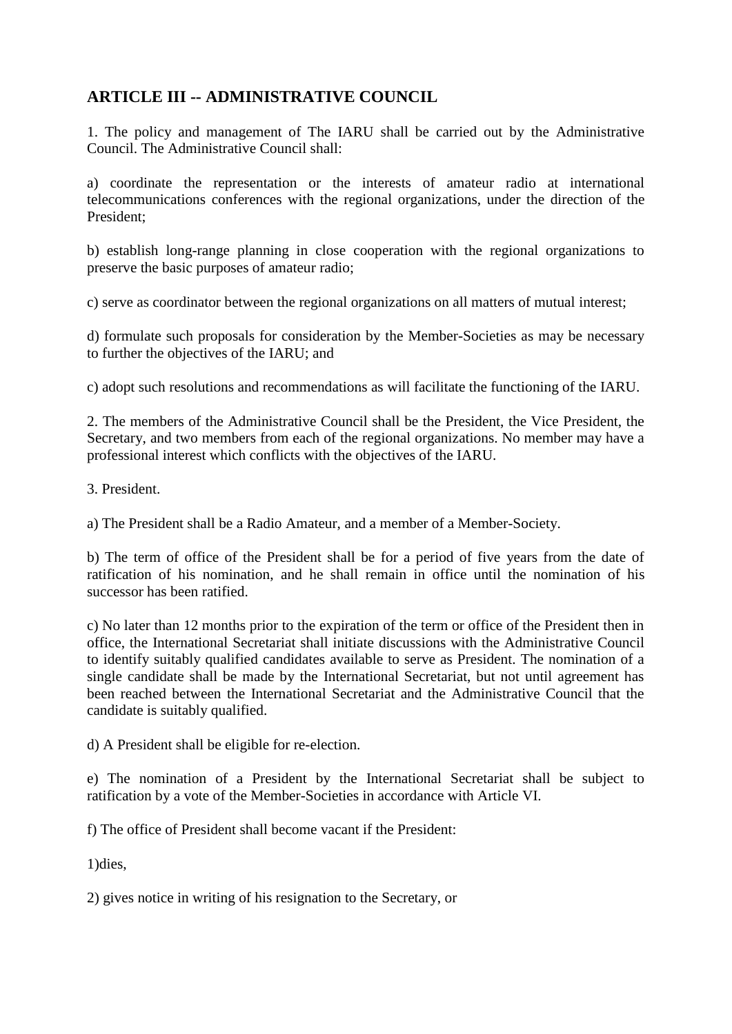## ARTICLE III -- ADMINISTRATIVE COUNCIL

1. The policy and management of The IARU shall be carried out by the Administrative Council. The Administrative Council shall:

a) coordinate the representation or the interests of amateur radio at international telecommunications conferences with the regional organizations, under the direction of the President;

b) establish long-range planning in close cooperation with the regional organizations to preserve the basic purposes of amateur radio;

c) serve as coordinator between the regional organizations on all matters of mutual interest;

d) formulate such proposals for consideration by the Member-Societies as may be necessary to further the objectives of the IARU; and

c) adopt such resolutions and recommendations as will facilitate the functioning of the IARU.

2. The members of the Administrative Council shall be the President, the Vice President, the Secretary, and two members from each of the regional organizations. No member may have a professional interest which conflicts with the objectives of the IARU.

3. President.

a) The President shall be a Radio Amateur, and a member of a Member-Society.

b) The term of office of the President shall be for a period of five years from the date of ratification of his nomination, and he shall remain in office until the nomination of his successor has been ratified.

c) No later than 12 months prior to the expiration of the term or office of the President then in office, the International Secretariat shall initiate discussions with the Administrative Council to identify suitably qualified candidates available to serve as President. The nomination of a single candidate shall be made by the International Secretariat, but not until agreement has been reached between the International Secretariat and the Administrative Council that the candidate is suitably qualified.

d) A President shall be eligible for re-election.

e) The nomination of a President by the International Secretariat shall be subject to ratification by a vote of the Member-Societies in accordance with Article VI.

f) The office of President shall become vacant if the President:

1)dies,

2) gives notice in writing of his resignation to the Secretary, or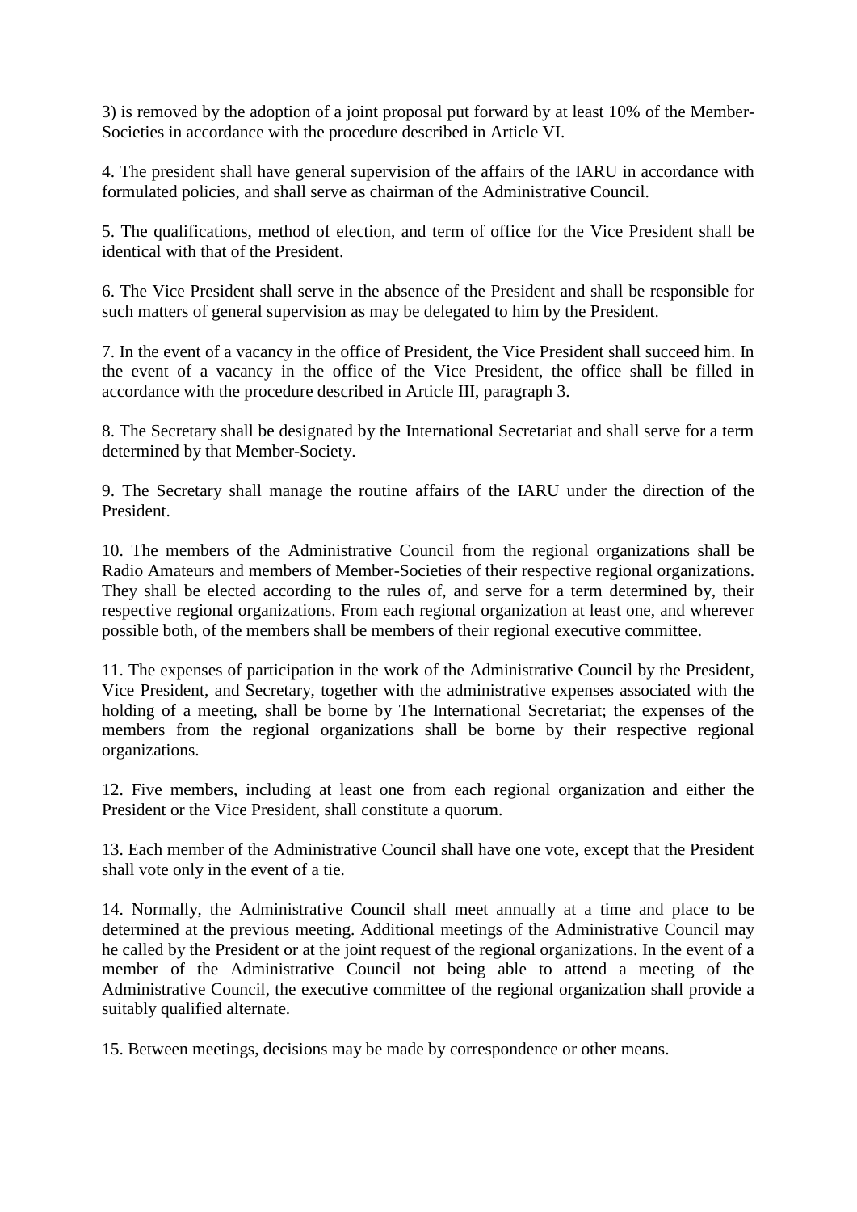3) is removed by the adoption of a joint proposal put forward by at least 10% of the Member-Societies in accordance with the procedure described in Article VI.

4. The president shall have general supervision of the affairs of the IARU in accordance with formulated policies, and shall serve as chairman of the Administrative Council.

5. The qualifications, method of election, and term of office for the Vice President shall be identical with that of the President.

6. The Vice President shall serve in the absence of the President and shall be responsible for such matters of general supervision as may be delegated to him by the President.

7. In the event of a vacancy in the office of President, the Vice President shall succeed him. In the event of a vacancy in the office of the Vice President, the office shall be filled in accordance with the procedure described in Article III, paragraph 3.

8. The Secretary shall be designated by the International Secretariat and shall serve for a term determined by that Member-Society.

9. The Secretary shall manage the routine affairs of the IARU under the direction of the President.

10. The members of the Administrative Council from the regional organizations shall be Radio Amateurs and members of Member-Societies of their respective regional organizations. They shall be elected according to the rules of, and serve for a term determined by, their respective regional organizations. From each regional organization at least one, and wherever possible both, of the members shall be members of their regional executive committee.

11. The expenses of participation in the work of the Administrative Council by the President, Vice President, and Secretary, together with the administrative expenses associated with the holding of a meeting, shall be borne by The International Secretariat; the expenses of the members from the regional organizations shall be borne by their respective regional organizations.

12. Five members, including at least one from each regional organization and either the President or the Vice President, shall constitute a quorum.

13. Each member of the Administrative Council shall have one vote, except that the President shall vote only in the event of a tie.

14. Normally, the Administrative Council shall meet annually at a time and place to be determined at the previous meeting. Additional meetings of the Administrative Council may he called by the President or at the joint request of the regional organizations. In the event of a member of the Administrative Council not being able to attend a meeting of the Administrative Council, the executive committee of the regional organization shall provide a suitably qualified alternate.

15. Between meetings, decisions may be made by correspondence or other means.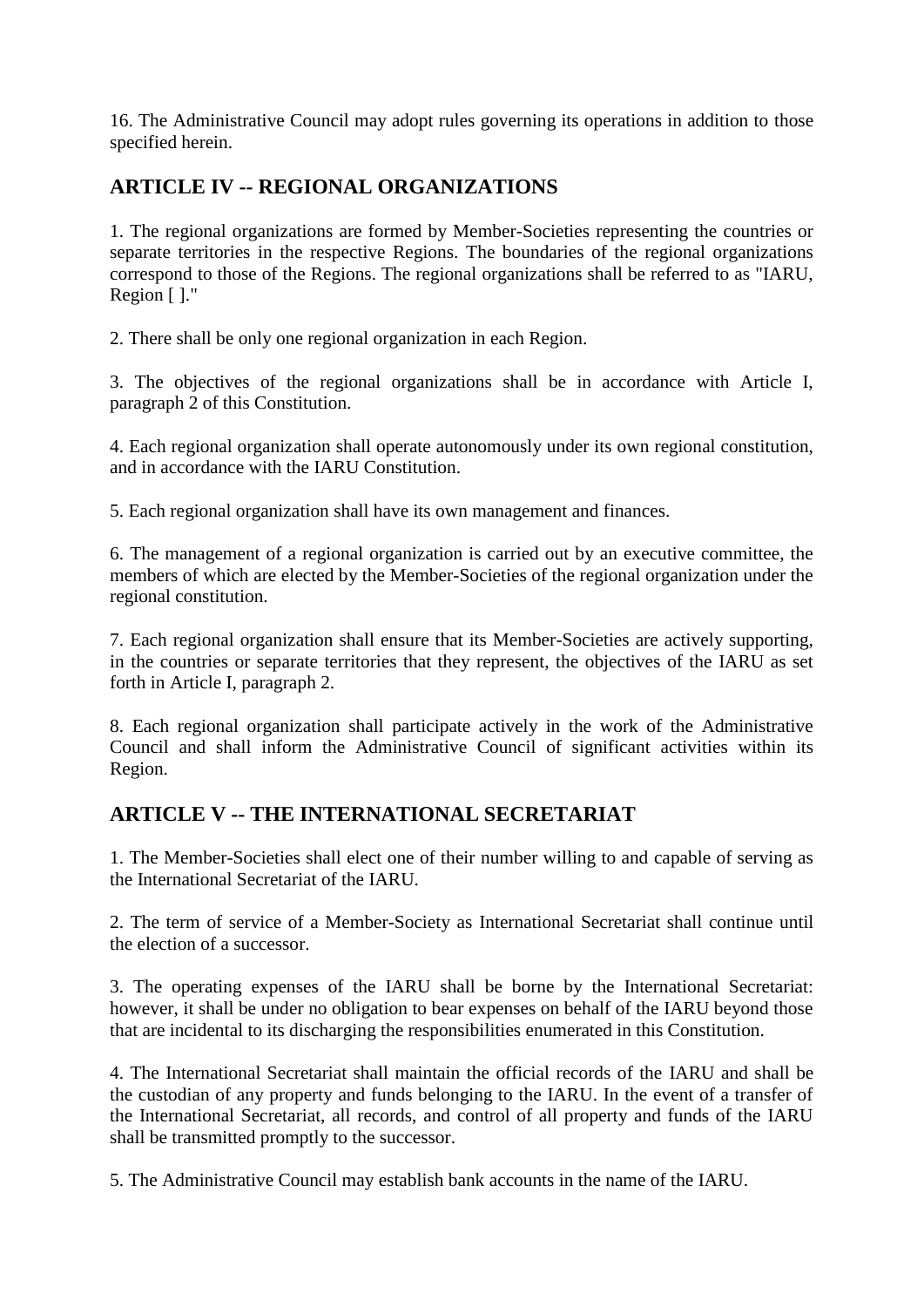16. The Administrative Council may adopt rules governing its operations in addition to those specified herein.

## ARTICLE IV -- REGIONAL ORGANIZATIONS

1. The regional organizations are formed by Member-Societies representing the countries or separate territories in the respective Regions. The boundaries of the regional organizations correspond to those of the Regions. The regional organizations shall be referred to as "IARU, Region [ ]."

2. There shall be only one regional organization in each Region.

3. The objectives of the regional organizations shall be in accordance with Article I, paragraph 2 of this Constitution.

4. Each regional organization shall operate autonomously under its own regional constitution, and in accordance with the IARU Constitution.

5. Each regional organization shall have its own management and finances.

6. The management of a regional organization is carried out by an executive committee, the members of which are elected by the Member-Societies of the regional organization under the regional constitution.

7. Each regional organization shall ensure that its Member-Societies are actively supporting, in the countries or separate territories that they represent, the objectives of the IARU as set forth in Article I, paragraph 2.

8. Each regional organization shall participate actively in the work of the Administrative Council and shall inform the Administrative Council of significant activities within its Region.

## ARTICLE V -- THE INTERNATIONAL SECRETARIAT

1. The Member-Societies shall elect one of their number willing to and capable of serving as the International Secretariat of the IARU.

2. The term of service of a Member-Society as International Secretariat shall continue until the election of a successor.

3. The operating expenses of the IARU shall be borne by the International Secretariat: however, it shall be under no obligation to bear expenses on behalf of the IARU beyond those that are incidental to its discharging the responsibilities enumerated in this Constitution.

4. The International Secretariat shall maintain the official records of the IARU and shall be the custodian of any property and funds belonging to the IARU. In the event of a transfer of the International Secretariat, all records, and control of all property and funds of the IARU shall be transmitted promptly to the successor.

5. The Administrative Council may establish bank accounts in the name of the IARU.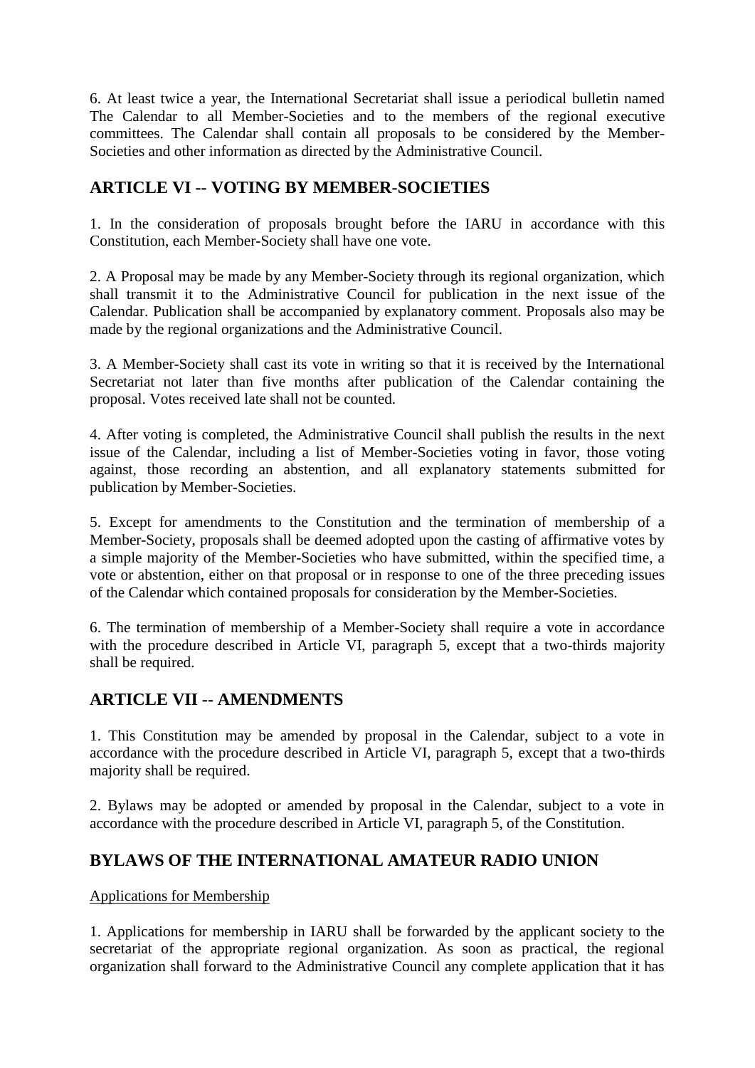6. At least twice a year, the International Secretariat shall issue a periodical bulletin named The Calendar to all Member-Societies and to the members of the regional executive committees. The Calendar shall contain all proposals to be considered by the Member-Societies and other information as directed by the Administrative Council.

## ARTICLE VI -- VOTING BY MEMBER-SOCIETIES

1. In the consideration of proposals brought before the IARU in accordance with this Constitution, each Member-Society shall have one vote.

2. A Proposal may be made by any Member-Society through its regional organization, which shall transmit it to the Administrative Council for publication in the next issue of the Calendar. Publication shall be accompanied by explanatory comment. Proposals also may be made by the regional organizations and the Administrative Council.

3. A Member-Society shall cast its vote in writing so that it is received by the International Secretariat not later than five months after publication of the Calendar containing the proposal. Votes received late shall not be counted.

4. After voting is completed, the Administrative Council shall publish the results in the next issue of the Calendar, including a list of Member-Societies voting in favor, those voting against, those recording an abstention, and all explanatory statements submitted for publication by Member-Societies.

5. Except for amendments to the Constitution and the termination of membership of a Member-Society, proposals shall be deemed adopted upon the casting of affirmative votes by a simple majority of the Member-Societies who have submitted, within the specified time, a vote or abstention, either on that proposal or in response to one of the three preceding issues of the Calendar which contained proposals for consideration by the Member-Societies.

6. The termination of membership of a Member-Society shall require a vote in accordance with the procedure described in Article VI, paragraph 5, except that a two-thirds majority shall be required.

## ARTICLE VII -- AMENDMENTS

1. This Constitution may be amended by proposal in the Calendar, subject to a vote in accordance with the procedure described in Article VI, paragraph 5, except that a two-thirds majority shall be required.

2. Bylaws may be adopted or amended by proposal in the Calendar, subject to a vote in accordance with the procedure described in Article VI, paragraph 5, of the Constitution.

## BYLAWS OF THE INTERNATIONAL AMATEUR RADIO UNION

Applications for Membership

1. Applications for membership in IARU shall be forwarded by the applicant society to the secretariat of the appropriate regional organization. As soon as practical, the regional organization shall forward to the Administrative Council any complete application that it has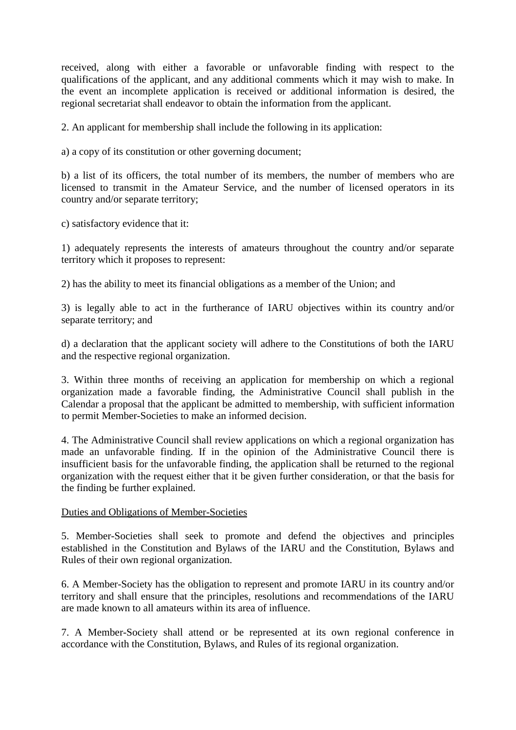received, along with either a favorable or unfavorable finding with respect to the qualifications of the applicant, and any additional comments which it may wish to make. In the event an incomplete application is received or additional information is desired, the regional secretariat shall endeavor to obtain the information from the applicant.

2. An applicant for membership shall include the following in its application:

a) a copy of its constitution or other governing document;

b) a list of its officers, the total number of its members, the number of members who are licensed to transmit in the Amateur Service, and the number of licensed operators in its country and/or separate territory;

c) satisfactory evidence that it:

1) adequately represents the interests of amateurs throughout the country and/or separate territory which it proposes to represent:

2) has the ability to meet its financial obligations as a member of the Union; and

3) is legally able to act in the furtherance of IARU objectives within its country and/or separate territory; and

d) a declaration that the applicant society will adhere to the Constitutions of both the IARU and the respective regional organization.

3. Within three months of receiving an application for membership on which a regional organization made a favorable finding, the Administrative Council shall publish in the Calendar a proposal that the applicant be admitted to membership, with sufficient information to permit Member-Societies to make an informed decision.

4. The Administrative Council shall review applications on which a regional organization has made an unfavorable finding. If in the opinion of the Administrative Council there is insufficient basis for the unfavorable finding, the application shall be returned to the regional organization with the request either that it be given further consideration, or that the basis for the finding be further explained.

Duties and Obligations of Member-Societies

5. Member-Societies shall seek to promote and defend the objectives and principles established in the Constitution and Bylaws of the IARU and the Constitution, Bylaws and Rules of their own regional organization.

6. A Member-Society has the obligation to represent and promote IARU in its country and/or territory and shall ensure that the principles, resolutions and recommendations of the IARU are made known to all amateurs within its area of influence.

7. A Member-Society shall attend or be represented at its own regional conference in accordance with the Constitution, Bylaws, and Rules of its regional organization.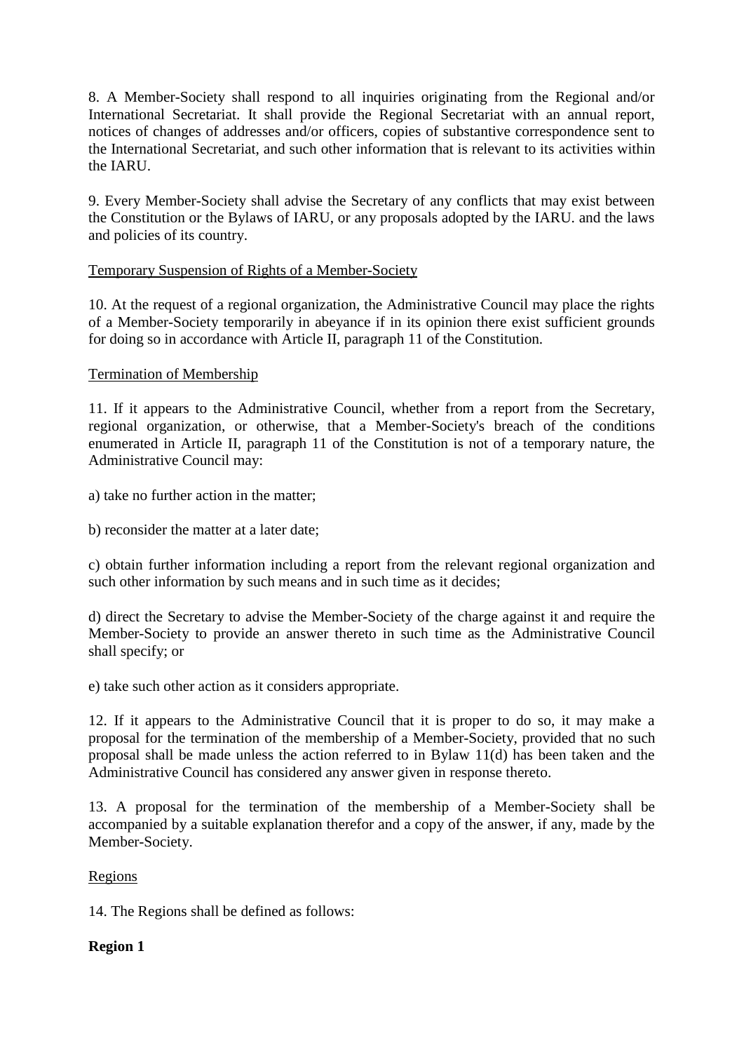8. A Member-Society shall respond to all inquiries originating from the Regional and/or International Secretariat. It shall provide the Regional Secretariat with an annual report, notices of changes of addresses and/or officers, copies of substantive correspondence sent to the International Secretariat, and such other information that is relevant to its activities within the IARU.

9. Every Member-Society shall advise the Secretary of any conflicts that may exist between the Constitution or the Bylaws of IARU, or any proposals adopted by the IARU. and the laws and policies of its country.

Temporary Suspension of Rights of a Member-Society

10. At the request of a regional organization, the Administrative Council may place the rights of a Member-Society temporarily in abeyance if in its opinion there exist sufficient grounds for doing so in accordance with Article II, paragraph 11 of the Constitution.

Termination of Membership

11. If it appears to the Administrative Council, whether from a report from the Secretary, regional organization, or otherwise, that a Member-Society's breach of the conditions enumerated in Article II, paragraph 11 of the Constitution is not of a temporary nature, the Administrative Council may:

a) take no further action in the matter;

b) reconsider the matter at a later date;

c) obtain further information including a report from the relevant regional organization and such other information by such means and in such time as it decides;

d) direct the Secretary to advise the Member-Society of the charge against it and require the Member-Society to provide an answer thereto in such time as the Administrative Council shall specify; or

e) take such other action as it considers appropriate.

12. If it appears to the Administrative Council that it is proper to do so, it may make a proposal for the termination of the membership of a Member-Society, provided that no such proposal shall be made unless the action referred to in Bylaw 11(d) has been taken and the Administrative Council has considered any answer given in response thereto.

13. A proposal for the termination of the membership of a Member-Society shall be accompanied by a suitable explanation therefor and a copy of the answer, if any, made by the Member-Society.

Regions

14. The Regions shall be defined as follows:

**Region 1**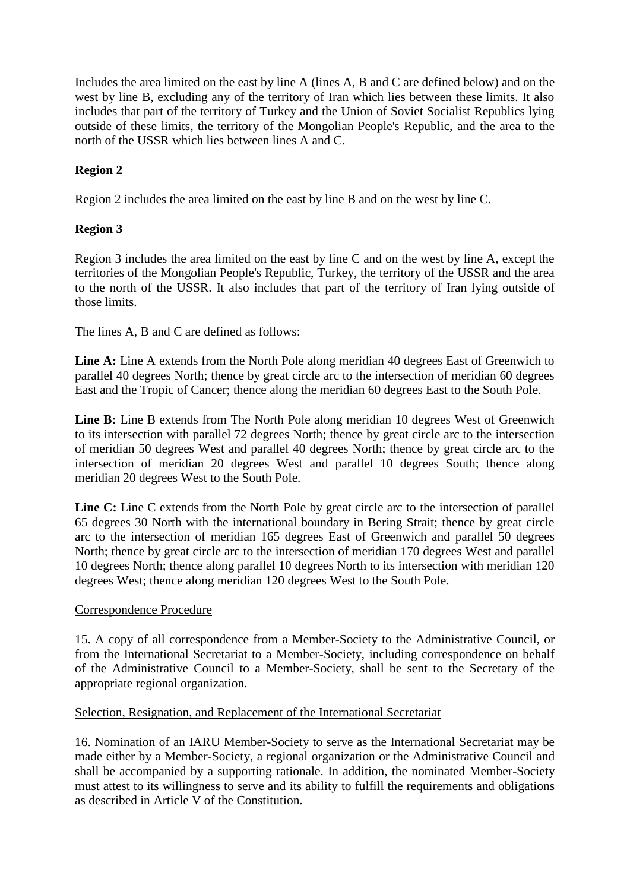Includes the area limited on the east by line A (lines A, B and C are defined below) and on the west by line B, excluding any of the territory of Iran which lies between these limits. It also includes that part of the territory of Turkey and the Union of Soviet Socialist Republics lying outside of these limits, the territory of the Mongolian People's Republic, and the area to the north of the USSR which lies between lines A and C.

**Region 2**

Region 2 includes the area limited on the east by line B and on the west by line C.

**Region 3**

Region 3 includes the area limited on the east by line C and on the west by line A, except the territories of the Mongolian People's Republic, Turkey, the territory of the USSR and the area to the north of the USSR. It also includes that part of the territory of Iran lying outside of those limits.

The lines A, B and C are defined as follows:

**Line A:** Line A extends from the North Pole along meridian 40 degrees East of Greenwich to parallel 40 degrees North; thence by great circle arc to the intersection of meridian 60 degrees East and the Tropic of Cancer; thence along the meridian 60 degrees East to the South Pole.

**Line B:** Line B extends from The North Pole along meridian 10 degrees West of Greenwich to its intersection with parallel 72 degrees North; thence by great circle arc to the intersection of meridian 50 degrees West and parallel 40 degrees North; thence by great circle arc to the intersection of meridian 20 degrees West and parallel 10 degrees South; thence along meridian 20 degrees West to the South Pole.

**Line C:** Line C extends from the North Pole by great circle arc to the intersection of parallel 65 degrees 30 North with the international boundary in Bering Strait; thence by great circle arc to the intersection of meridian 165 degrees East of Greenwich and parallel 50 degrees North; thence by great circle arc to the intersection of meridian 170 degrees West and parallel 10 degrees North; thence along parallel 10 degrees North to its intersection with meridian 120 degrees West; thence along meridian 120 degrees West to the South Pole.

Correspondence Procedure

15. A copy of all correspondence from a Member-Society to the Administrative Council, or from the International Secretariat to a Member-Society, including correspondence on behalf of the Administrative Council to a Member-Society, shall be sent to the Secretary of the appropriate regional organization.

Selection, Resignation, and Replacement of the International Secretariat

16. Nomination of an IARU Member-Society to serve as the International Secretariat may be made either by a Member-Society, a regional organization or the Administrative Council and shall be accompanied by a supporting rationale. In addition, the nominated Member-Society must attest to its willingness to serve and its ability to fulfill the requirements and obligations as described in Article V of the Constitution.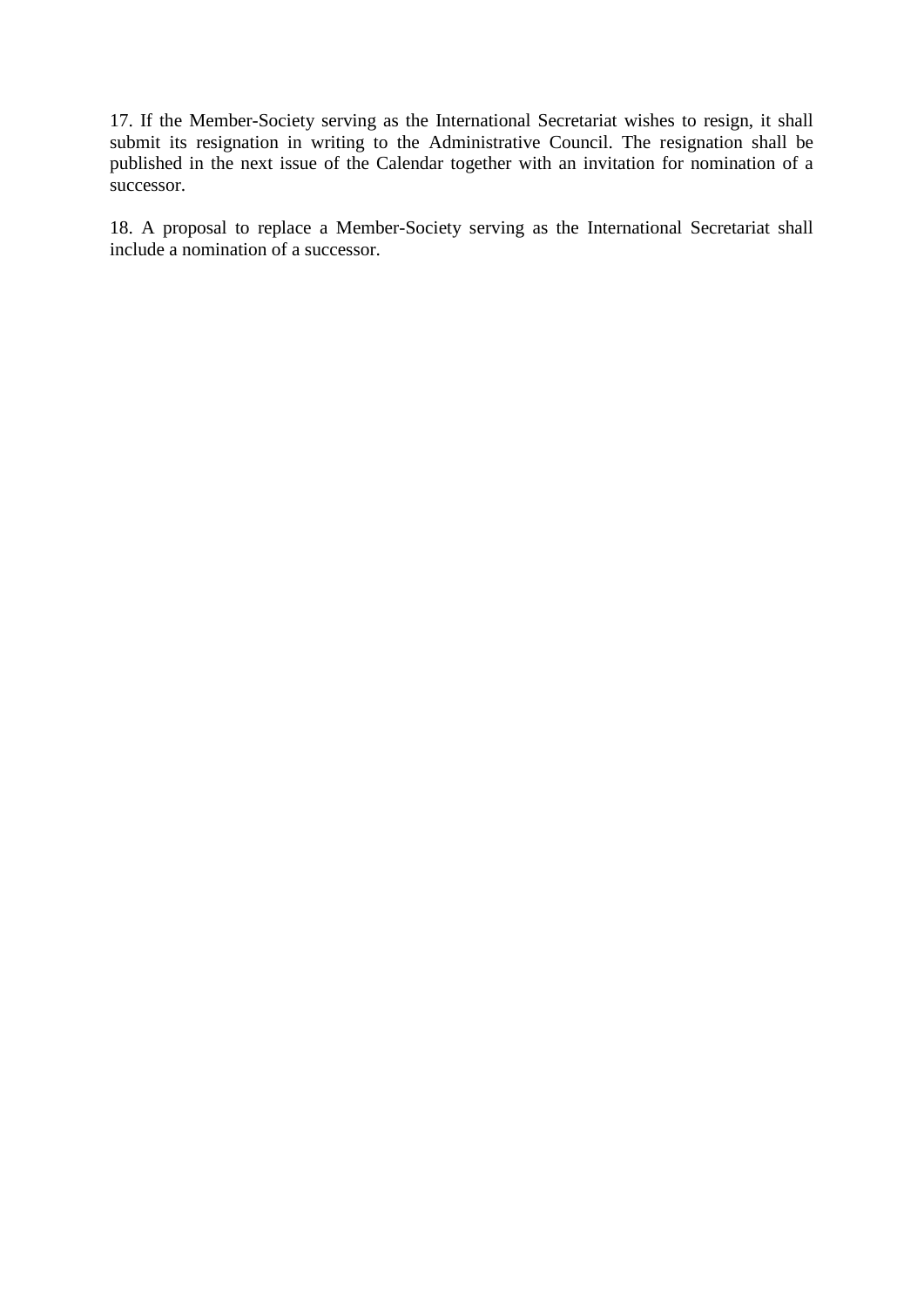17. If the Member-Society serving as the International Secretariat wishes to resign, it shall submit its resignation in writing to the Administrative Council. The resignation shall be published in the next issue of the Calendar together with an invitation for nomination of a successor.

18. A proposal to replace a Member-Society serving as the International Secretariat shall include a nomination of a successor.